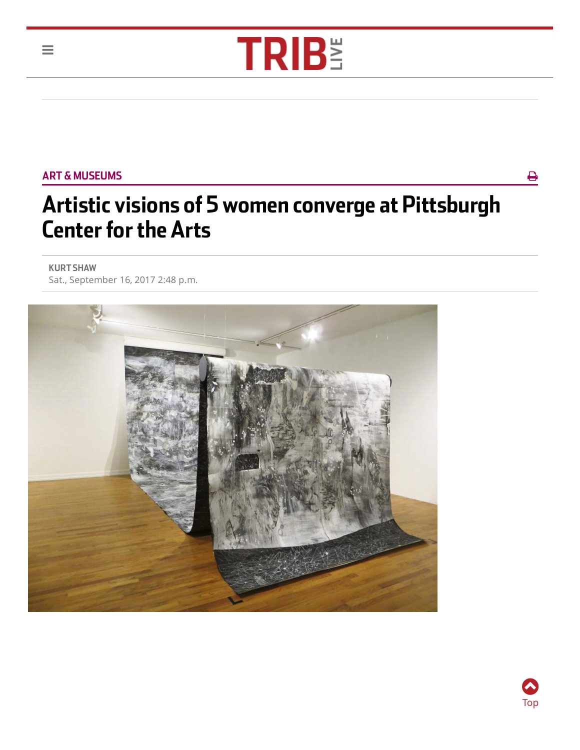ART & MUSEUMS

# Artistic visions of 5 women converge at Pittsburgh Center for the Arts

KURT SHAW
Sat., September 16, 2017 2:48 p.m.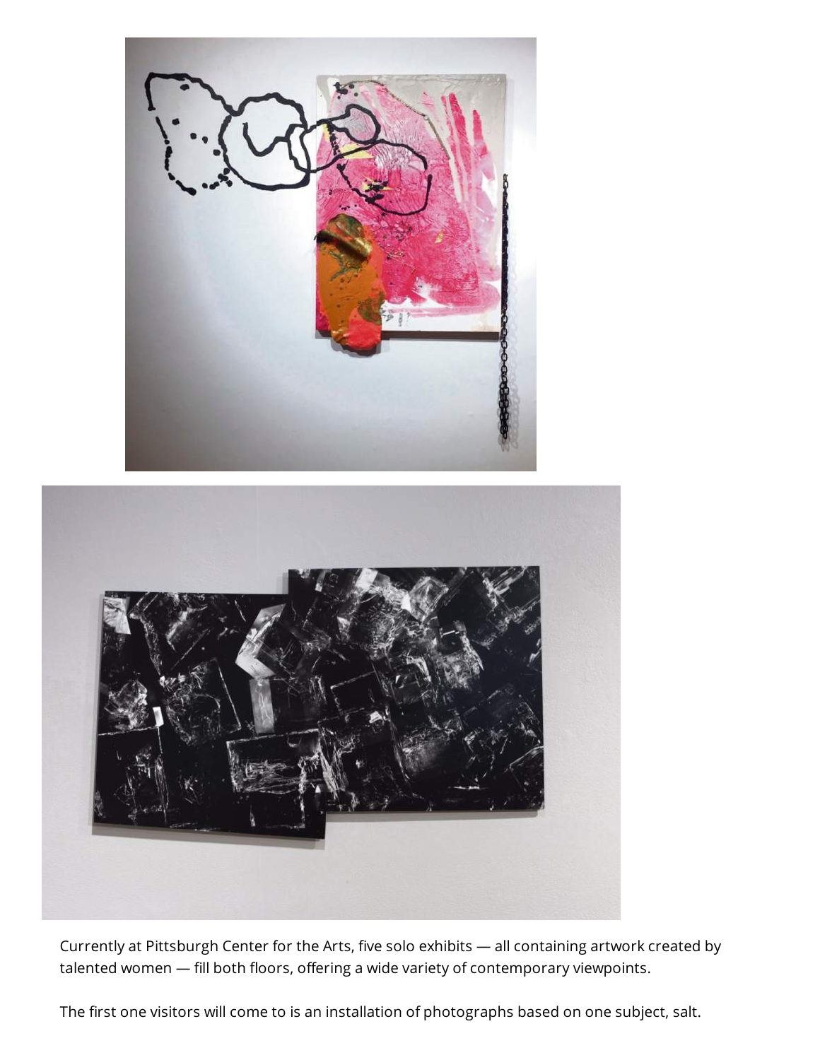Currently at Pittsburgh Center for the Arts, five solo exhibits — all containing artwork created by talented women — fill both floors, offering a wide variety of contemporary viewpoints.

The first one visitors will come to is an installation of photographs based on one subject, salt.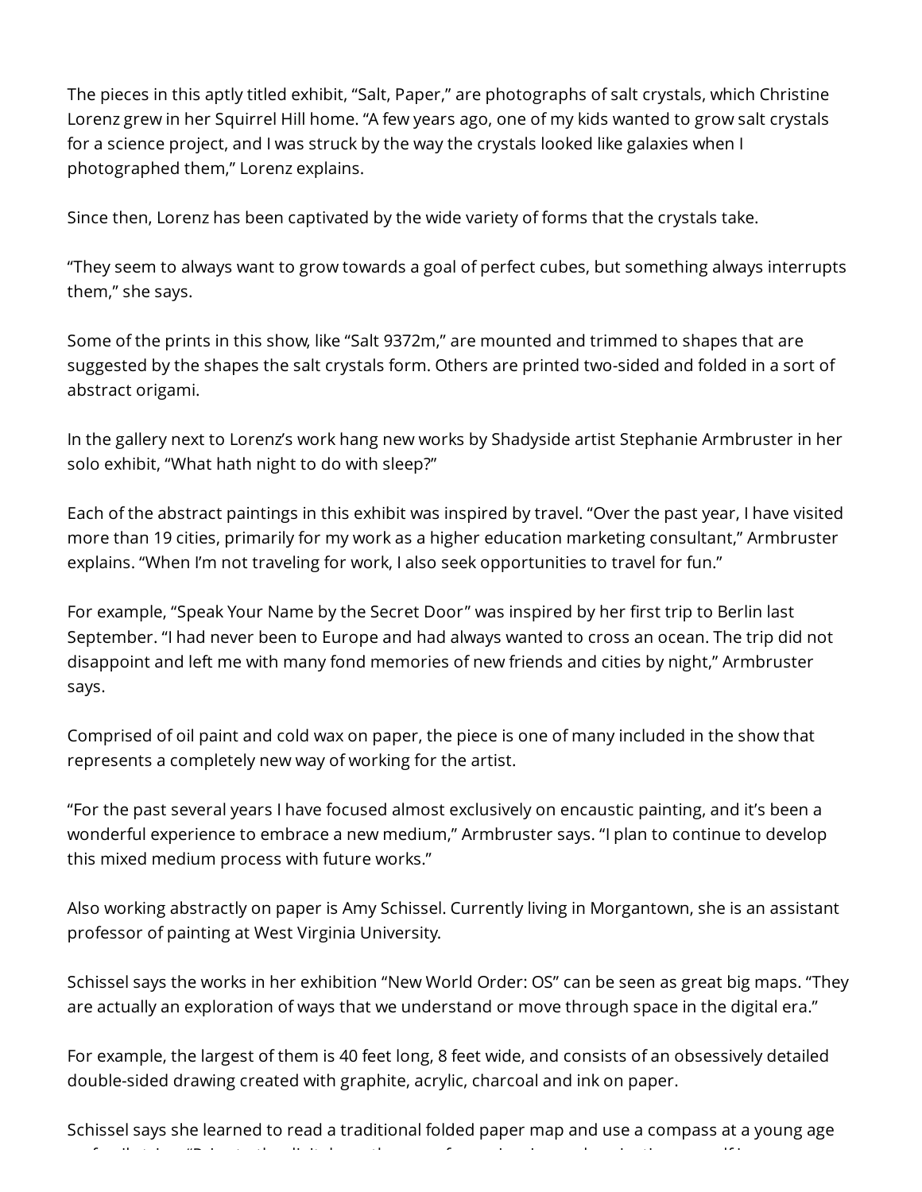The pieces in this aptly titled exhibit, "Salt, Paper," are photographs of salt crystals, which Christine Lorenz grew in her Squirrel Hill home. "A few years ago, one of my kids wanted to grow salt crystals for a science project, and I was struck by the way the crystals looked like galaxies when I photographed them," Lorenz explains.

Since then, Lorenz has been captivated by the wide variety of forms that the crystals take.

"They seem to always want to grow towards a goal of perfect cubes, but something always interrupts them," she says.

Some of the prints in this show, like "Salt 9372m," are mounted and trimmed to shapes that are suggested by the shapes the salt crystals form. Others are printed two-sided and folded in a sort of abstract origami.

In the gallery next to Lorenz's work hang new works by Shadyside artist Stephanie Armbruster in her solo exhibit, "What hath night to do with sleep?"

Each of the abstract paintings in this exhibit was inspired by travel. "Over the past year, I have visited more than 19 cities, primarily for my work as a higher education marketing consultant," Armbruster explains. "When I'm not traveling for work, I also seek opportunities to travel for fun."

For example, "Speak Your Name by the Secret Door" was inspired by her first trip to Berlin last September. "I had never been to Europe and had always wanted to cross an ocean. The trip did not disappoint and left me with many fond memories of new friends and cities by night," Armbruster says.

Comprised of oil paint and cold wax on paper, the piece is one of many included in the show that represents a completely new way of working for the artist.

"For the past several years I have focused almost exclusively on encaustic painting, and it's been a wonderful experience to embrace a new medium," Armbruster says. "I plan to continue to develop this mixed medium process with future works."

Also working abstractly on paper is Amy Schissel. Currently living in Morgantown, she is an assistant professor of painting at West Virginia University.

Schissel says the works in her exhibition "New World Order: OS" can be seen as great big maps. "They are actually an exploration of ways that we understand or move through space in the digital era."

For example, the largest of them is 40 feet long, 8 feet wide, and consists of an obsessively detailed double-sided drawing created with graphite, acrylic, charcoal and ink on paper.

Schissel says she learned to read a traditional folded paper map and use a compass at a young age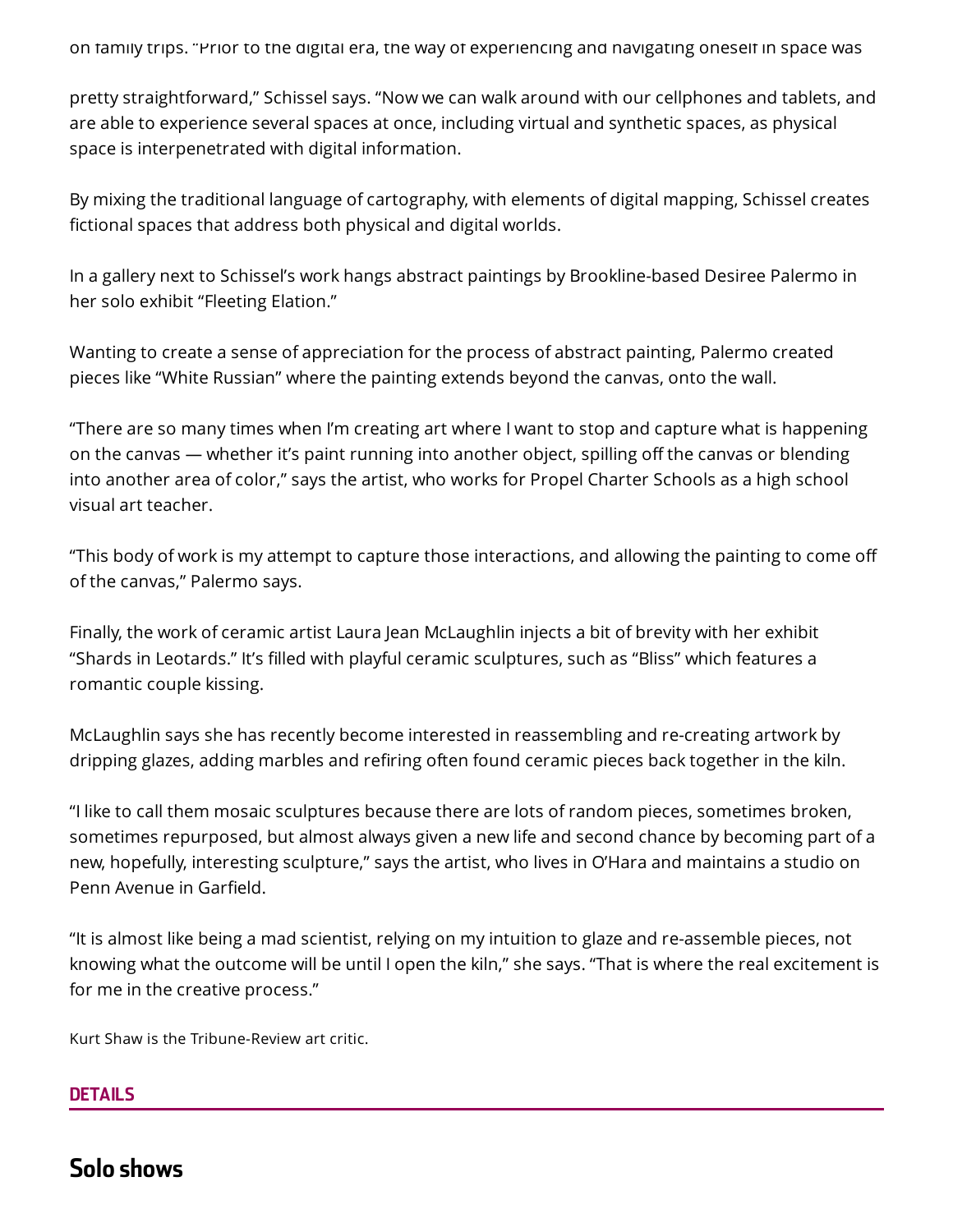on family trips. "Prior to the digital era, the way of experiencing and navigating oneself in space was

pretty straightforward," Schissel says. "Now we can walk around with our cellphones and tablets, and are able to experience several spaces at once, including virtual and synthetic spaces, as physical space is interpenetrated with digital information.

By mixing the traditional language of cartography, with elements of digital mapping, Schissel creates fictional spaces that address both physical and digital worlds.

In a gallery next to Schissel's work hangs abstract paintings by Brookline-based Desiree Palermo in her solo exhibit "Fleeting Elation."

Wanting to create a sense of appreciation for the process of abstract painting, Palermo created pieces like "White Russian" where the painting extends beyond the canvas, onto the wall.

"There are so many times when I'm creating art where I want to stop and capture what is happening on the canvas — whether it's paint running into another object, spilling off the canvas or blending into another area of color," says the artist, who works for Propel Charter Schools as a high school visual art teacher.

"This body of work is my attempt to capture those interactions, and allowing the painting to come off of the canvas," Palermo says.

Finally, the work of ceramic artist Laura Jean McLaughlin injects a bit of brevity with her exhibit "Shards in Leotards." It's filled with playful ceramic sculptures, such as "Bliss" which features a romantic couple kissing.

McLaughlin says she has recently become interested in reassembling and re-creating artwork by dripping glazes, adding marbles and refiring often found ceramic pieces back together in the kiln.

"I like to call them mosaic sculptures because there are lots of random pieces, sometimes broken, sometimes repurposed, but almost always given a new life and second chance by becoming part of a new, hopefully, interesting sculpture," says the artist, who lives in O'Hara and maintains a studio on Penn Avenue in Garfield.

"It is almost like being a mad scientist, relying on my intuition to glaze and re-assemble pieces, not knowing what the outcome will be until I open the kiln," she says. "That is where the real excitement is for me in the creative process."

Kurt Shaw is the Tribune-Review art critic.

**DETAILS**

## Solo shows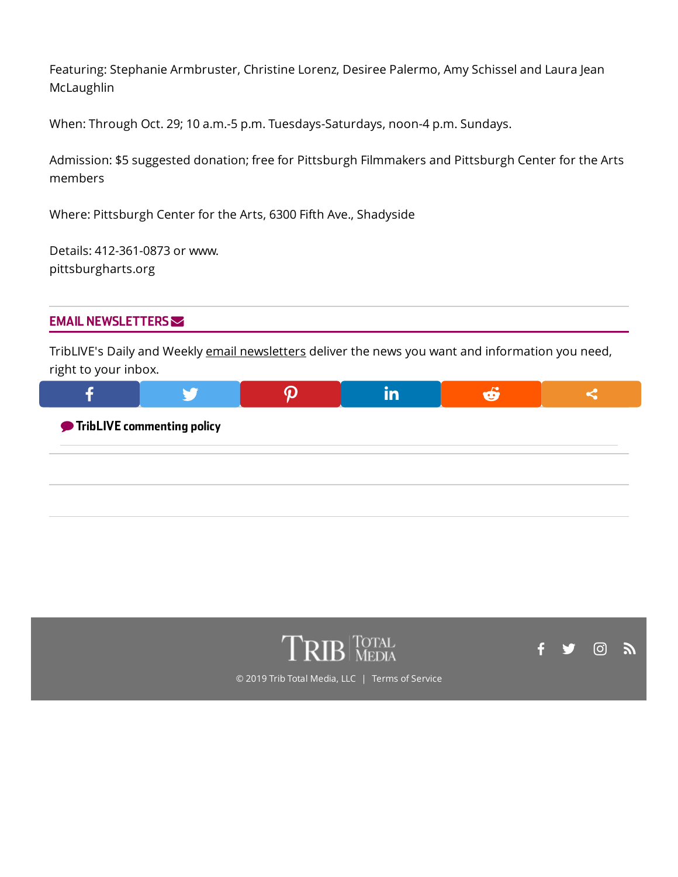Featuring: Stephanie Armbruster, Christine Lorenz, Desiree Palermo, Amy Schissel and Laura Jean McLaughlin

When: Through Oct. 29; 10 a.m.-5 p.m. Tuesdays-Saturdays, noon-4 p.m. Sundays.

Admission: $5 suggested donation; free for Pittsburgh Filmmakers and Pittsburgh Center for the Arts members

Where: Pittsburgh Center for the Arts, 6300 Fifth Ave., Shadyside

Details: 412-361-0873 or www.
pittsburgharts.org

**EMAIL NEWSLETTERS**

TribLIVE's Daily and Weekly email newsletters deliver the news you want and information you need, right to your inbox.

**TribLIVE commenting policy**

© 2019 Trib Total Media, LLC | Terms of Service